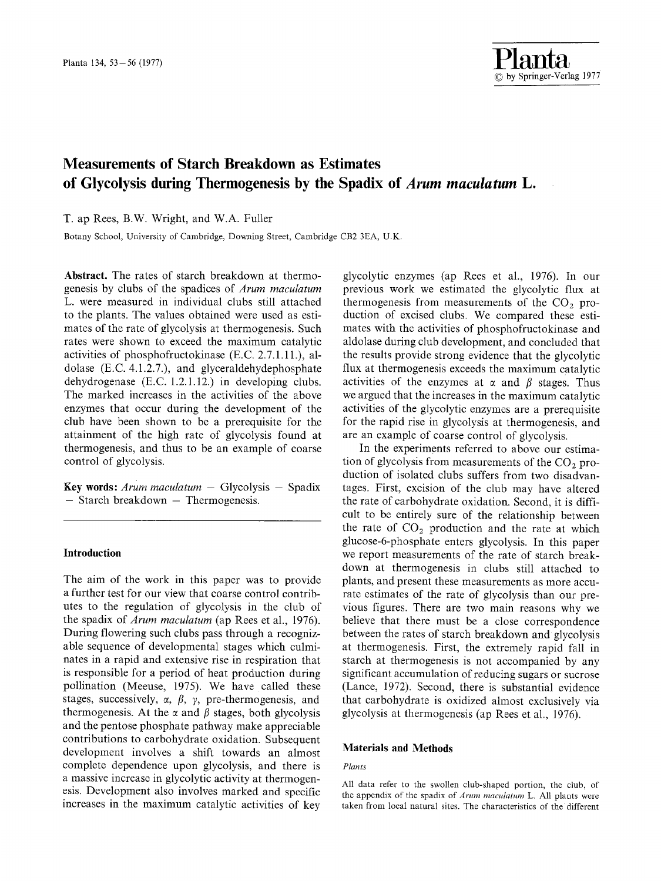# Measurements of Starch Breakdown as Estimates of Glycolysis during Thermogenesis by the Spadix of *Arum maculatum* L.

T. ap Rees, B.W. Wright, and W.A. Fuller

Botany School, University of Cambridge, Downing Street, Cambridge CB2 3EA, U.K.

**Abstract.** The rates of starch breakdown at thermogenesis by clubs of the spadices of *Arum maculatum* L. were measured in individual clubs still attached to the plants. The values obtained were used as estimates of the rate of glycolysis at thermogenesis. Such rates were shown to exceed the maximum catalytic activities of phosphofructokinase (E.C. 2.7.1.11.), aldolase (E.C. 4.1.2.7.), and glyceraldehydephosphate dehydrogenase (E.C. 1.2.1.12.) in developing clubs. The marked increases in the activities of the above enzymes that occur during the development of the club have been shown to be a prerequisite for the attainment of the high rate of glycolysis found at thermogenesis, and thus to be an example of coarse control of glycolysis.

**Key words:** *Arum maculatum* – Glycolysis – Spadix – Starch breakdown – Thermogenesis.

## Introduction

The aim of the work in this paper was to provide a further test for our view that coarse control contributes to the regulation of glycolysis in the club of the spadix of *Arum maculatum* (ap Rees et al., 1976). During flowering such clubs pass through a recognizable sequence of developmental stages which culminates in a rapid and extensive rise in respiration that is responsible for a period of heat production during pollination (Meeuse, 1975). We have called these stages, successively, $\alpha$, $\beta$, $\gamma$, pre-thermogenesis, and thermogenesis. At the $\alpha$ and $\beta$ stages, both glycolysis and the pentose phosphate pathway make appreciable contributions to carbohydrate oxidation. Subsequent development involves a shift towards an almost complete dependence upon glycolysis, and there is a massive increase in glycolytic activity at thermogenesis. Development also involves marked and specific increases in the maximum catalytic activities of key glycolytic enzymes (ap Rees et al., 1976). In our previous work we estimated the glycolytic flux at thermogenesis from measurements of the $CO_2$ production of excised clubs. We compared these estimates with the activities of phosphofructokinase and aldolase during club development, and concluded that the results provide strong evidence that the glycolytic flux at thermogenesis exceeds the maximum catalytic activities of the enzymes at $\alpha$ and $\beta$ stages. Thus we argued that the increases in the maximum catalytic activities of the glycolytic enzymes are a prerequisite for the rapid rise in glycolysis at thermogenesis, and are an example of coarse control of glycolysis.

In the experiments referred to above our estimation of glycolysis from measurements of the $CO_2$ production of isolated clubs suffers from two disadvantages. First, excision of the club may have altered the rate of carbohydrate oxidation. Second, it is difficult to be entirely sure of the relationship between the rate of $CO_2$ production and the rate at which glucose-6-phosphate enters glycolysis. In this paper we report measurements of the rate of starch breakdown at thermogenesis in clubs still attached to plants, and present these measurements as more accurate estimates of the rate of glycolysis than our previous figures. There are two main reasons why we believe that there must be a close correspondence between the rates of starch breakdown and glycolysis at thermogenesis. First, the extremely rapid fall in starch at thermogenesis is not accompanied by any significant accumulation of reducing sugars or sucrose (Lance, 1972). Second, there is substantial evidence that carbohydrate is oxidized almost exclusively via glycolysis at thermogenesis (ap Rees et al., 1976).

## Materials and Methods

### Plants

All data refer to the swollen club-shaped portion, the club, of the appendix of the spadix of *Arum maculatum* L. All plants were taken from local natural sites. The characteristics of the different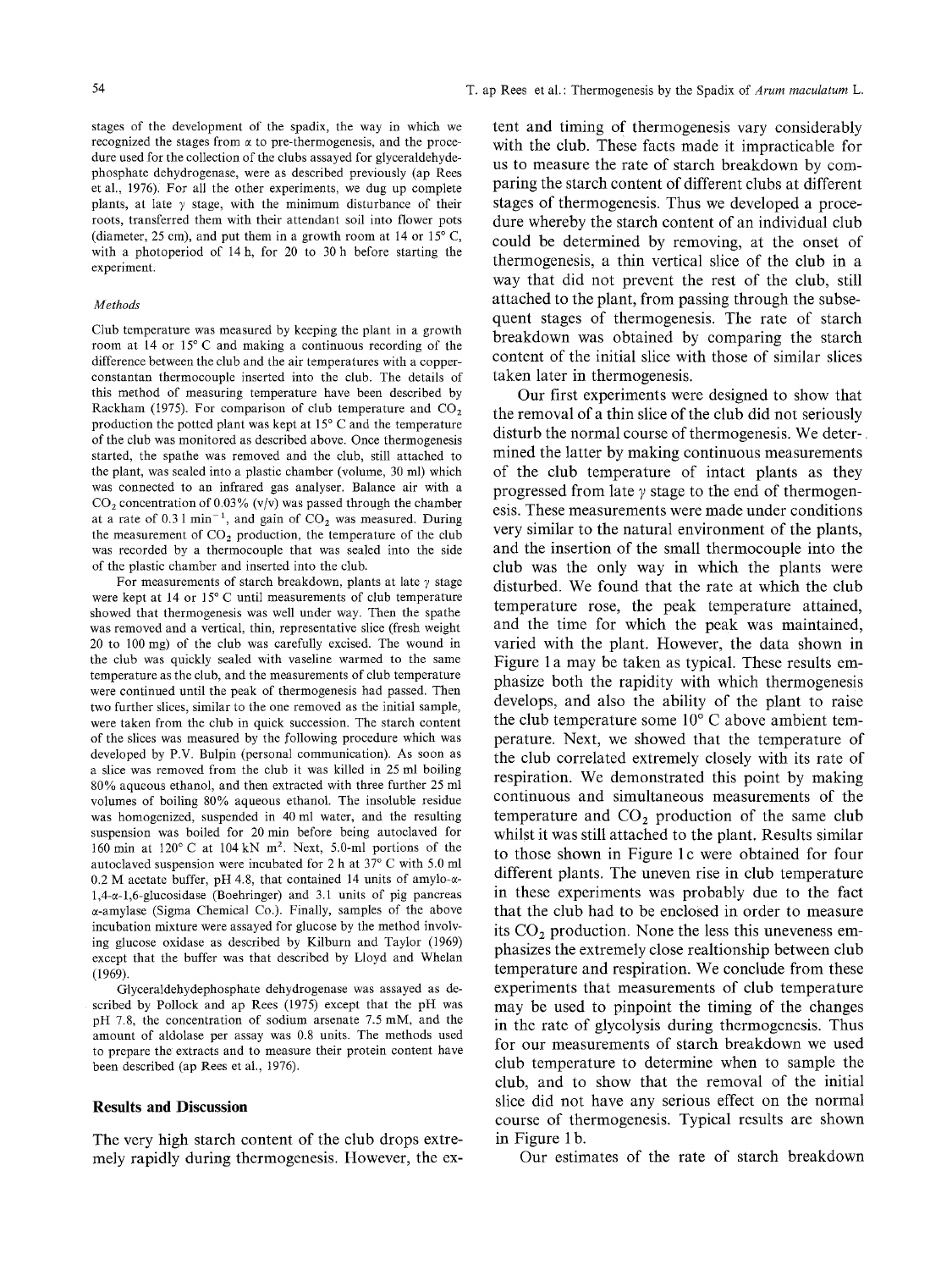stages of the development of the spadix, the way in which we recognized the stages from α to pre-thermogenesis, and the procedure used for the collection of the clubs assayed for glyceraldehyde-phosphate dehydrogenase, were as described previously (ap Rees et al., 1976). For all the other experiments, we dug up complete plants, at late γ stage, with the minimum disturbance of their roots, transferred them with their attendant soil into flower pots (diameter, 25 cm), and put them in a growth room at 14 or 15° C, with a photoperiod of 14 h, for 20 to 30 h before starting the experiment.

### *Methods*

Club temperature was measured by keeping the plant in a growth room at 14 or 15° C and making a continuous recording of the difference between the club and the air temperatures with a copper-constantan thermocouple inserted into the club. The details of this method of measuring temperature have been described by Rackham (1975). For comparison of club temperature and $CO_2$ production the potted plant was kept at 15° C and the temperature of the club was monitored as described above. Once thermogenesis started, the spathe was removed and the club, still attached to the plant, was sealed into a plastic chamber (volume, 30 ml) which was connected to an infrared gas analyser. Balance air with a $CO_2$ concentration of 0.03% (v/v) was passed through the chamber at a rate of 0.3 l $min^{-1}$, and gain of $CO_2$ was measured. During the measurement of $CO_2$ production, the temperature of the club was recorded by a thermocouple that was sealed into the side of the plastic chamber and inserted into the club.

For measurements of starch breakdown, plants at late γ stage were kept at 14 or 15° C until measurements of club temperature showed that thermogenesis was well under way. Then the spathe was removed and a vertical, thin, representative slice (fresh weight 20 to 100 mg) of the club was carefully excised. The wound in the club was quickly sealed with vaseline warmed to the same temperature as the club, and the measurements of club temperature were continued until the peak of thermogenesis had passed. Then two further slices, similar to the one removed as the initial sample, were taken from the club in quick succession. The starch content of the slices was measured by the following procedure which was developed by P.V. Bulpin (personal communication). As soon as a slice was removed from the club it was killed in 25 ml boiling 80% aqueous ethanol, and then extracted with three further 25 ml volumes of boiling 80% aqueous ethanol. The insoluble residue was homogenized, suspended in 40 ml water, and the resulting suspension was boiled for 20 min before being autoclaved for 160 min at 120° C at 104 kN $m^2$. Next, 5.0-ml portions of the autoclaved suspension were incubated for 2 h at 37° C with 5.0 ml 0.2 M acetate buffer, pH 4.8, that contained 14 units of amylo-α-1,4-α-1,6-glucosidase (Boehringer) and 3.1 units of pig pancreas α-amylase (Sigma Chemical Co.). Finally, samples of the above incubation mixture were assayed for glucose by the method involving glucose oxidase as described by Kilburn and Taylor (1969) except that the buffer was that described by Lloyd and Whelan (1969).

Glyceraldehydephosphate dehydrogenase was assayed as described by Pollock and ap Rees (1975) except that the pH was pH 7.8, the concentration of sodium arsenate 7.5 mM, and the amount of aldolase per assay was 0.8 units. The methods used to prepare the extracts and to measure their protein content have been described (ap Rees et al., 1976).

## Results and Discussion

The very high starch content of the club drops extremely rapidly during thermogenesis. However, the extent and timing of thermogenesis vary considerably with the club. These facts made it impracticable for us to measure the rate of starch breakdown by comparing the starch content of different clubs at different stages of thermogenesis. Thus we developed a procedure whereby the starch content of an individual club could be determined by removing, at the onset of thermogenesis, a thin vertical slice of the club in a way that did not prevent the rest of the club, still attached to the plant, from passing through the subsequent stages of thermogenesis. The rate of starch breakdown was obtained by comparing the starch content of the initial slice with those of similar slices taken later in thermogenesis.

Our first experiments were designed to show that the removal of a thin slice of the club did not seriously disturb the normal course of thermogenesis. We determined the latter by making continuous measurements of the club temperature of intact plants as they progressed from late γ stage to the end of thermogenesis. These measurements were made under conditions very similar to the natural environment of the plants, and the insertion of the small thermocouple into the club was the only way in which the plants were disturbed. We found that the rate at which the club temperature rose, the peak temperature attained, and the time for which the peak was maintained, varied with the plant. However, the data shown in Figure 1a may be taken as typical. These results emphasize both the rapidity with which thermogenesis develops, and also the ability of the plant to raise the club temperature some 10° C above ambient temperature. Next, we showed that the temperature of the club correlated extremely closely with its rate of respiration. We demonstrated this point by making continuous and simultaneous measurements of the temperature and $CO_2$ production of the same club whilst it was still attached to the plant. Results similar to those shown in Figure 1c were obtained for four different plants. The uneven rise in club temperature in these experiments was probably due to the fact that the club had to be enclosed in order to measure its $CO_2$ production. None the less this uneveness emphasizes the extremely close realtionship between club temperature and respiration. We conclude from these experiments that measurements of club temperature may be used to pinpoint the timing of the changes in the rate of glycolysis during thermogenesis. Thus for our measurements of starch breakdown we used club temperature to determine when to sample the club, and to show that the removal of the initial slice did not have any serious effect on the normal course of thermogenesis. Typical results are shown in Figure 1b.

Our estimates of the rate of starch breakdown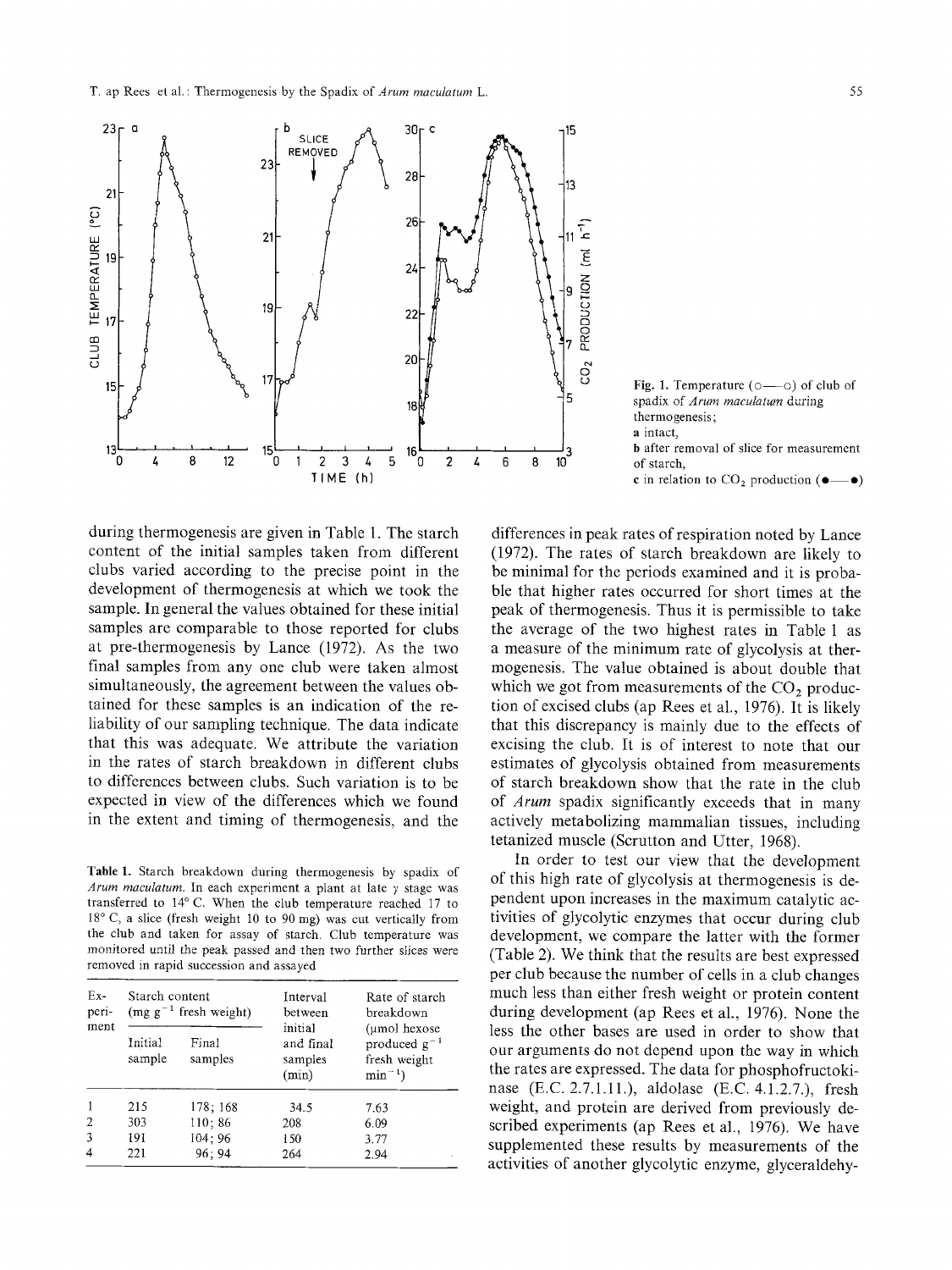Fig. 1. Temperature (○—○) of club of spadix of *Arum maculatum* during thermogenesis;
**a** intact,
**b** after removal of slice for measurement of starch,
**c** in relation to $CO_2$ production (●—●)

during thermogenesis are given in Table 1. The starch content of the initial samples taken from different clubs varied according to the precise point in the development of thermogenesis at which we took the sample. In general the values obtained for these initial samples are comparable to those reported for clubs at pre-thermogenesis by Lance (1972). As the two final samples from any one club were taken almost simultaneously, the agreement between the values obtained for these samples is an indication of the reliability of our sampling technique. The data indicate that this was adequate. We attribute the variation in the rates of starch breakdown in different clubs to differences between clubs. Such variation is to be expected in view of the differences which we found in the extent and timing of thermogenesis, and the differences in peak rates of respiration noted by Lance (1972). The rates of starch breakdown are likely to be minimal for the periods examined and it is possible that higher rates occurred for short times at the peak of thermogenesis. Thus it is permissible to take the average of the two highest rates in Table 1 as a measure of the minimum rate of glycolysis at thermogenesis. The value obtained is about double that which we got from measurements of the $CO_2$ production of excised clubs (ap Rees et al., 1976). It is likely that this discrepancy is mainly due to the effects of excising the club. It is of interest to note that our estimates of glycolysis obtained from measurements of starch breakdown show that the rate in the club of *Arum* spadix significantly exceeds that in many actively metabolizing mammalian tissues, including tetanized muscle (Scrutton and Utter, 1968).

**Table 1.** Starch breakdown during thermogenesis by spadix of *Arum maculatum*. In each experiment a plant at late $\gamma$ stage was transferred to 14° C. When the club temperature reached 17 to 18° C, a slice (fresh weight 10 to 90 mg) was cut vertically from the club and taken for assay of starch. Club temperature was monitored until the peak passed and then two further slices were removed in rapid succession and assayed

| Experiment | Starch content (mg g$^{-1}$ fresh weight) | | Interval between initial and final samples (min) | Rate of starch breakdown (µmol hexose produced g$^{-1}$ fresh weight min$^{-1}$) |
|---|---|---|---|---|
| | Initial sample | Final samples | | |
| 1 | 215 | 178; 168 | 34.5 | 7.63 |
| 2 | 303 | 110; 86 | 208 | 6.09 |
| 3 | 191 | 104; 96 | 150 | 3.77 |
| 4 | 221 | 96; 94 | 264 | 2.94 |

In order to test our view that the development of this high rate of glycolysis at thermogenesis is dependent upon increases in the maximum catalytic activities of glycolytic enzymes that occur during club development, we compare the latter with the former (Table 2). We think that the results are best expressed per club because the number of cells in a club changes much less than either fresh weight or protein content during development (ap Rees et al., 1976). None the less the other bases are used in order to show that our arguments do not depend upon the way in which the rates are expressed. The data for phosphofructokinase (E.C. 2.7.1.11.), aldolase (E.C. 4.1.2.7.), fresh weight, and protein are derived from previously described experiments (ap Rees et al., 1976). We have supplemented these results by measurements of the activities of another glycolytic enzyme, glyceraldehy-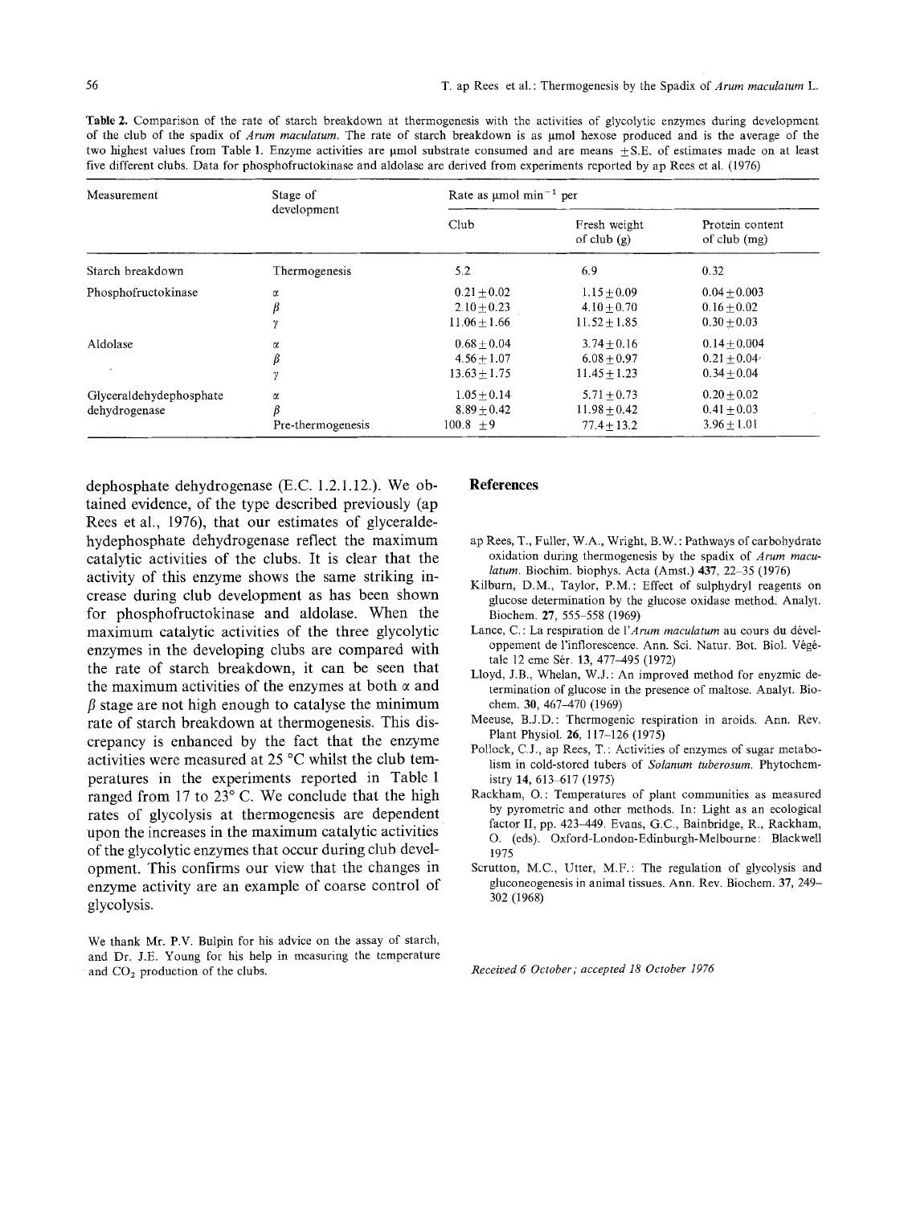**Table 2.** Comparison of the rate of starch breakdown at thermogenesis with the activities of glycolytic enzymes during development of the club of the spadix of *Arum maculatum*. The rate of starch breakdown is as μmol hexose produced and is the average of the two highest values from Table 1. Enzyme activities are μmol substrate consumed and are means ±S.E. of estimates made on at least five different clubs. Data for phosphofructokinase and aldolase are derived from experiments reported by ap Rees et al. (1976)

| Measurement | Stage of development | Rate as μmol $min^{-1}$ per | | |
|---|---|---|---|---|
| | | Club | Fresh weight of club (g) | Protein content of club (mg) |
| Starch breakdown | Thermogenesis | 5.2 | 6.9 | 0.32 |
| Phosphofructokinase | α | 0.21 ± 0.02 | 1.15 ± 0.09 | 0.04 ± 0.003 |
| | β | 2.10 ± 0.23 | 4.10 ± 0.70 | 0.16 ± 0.02 |
| | γ | 11.06 ± 1.66 | 11.52 ± 1.85 | 0.30 ± 0.03 |
| Aldolase | α | 0.68 ± 0.04 | 3.74 ± 0.16 | 0.14 ± 0.004 |
| | β | 4.56 ± 1.07 | 6.08 ± 0.97 | 0.21 ± 0.04 |
| | γ | 13.63 ± 1.75 | 11.45 ± 1.23 | 0.34 ± 0.04 |
| Glyceraldehydephosphate dehydrogenase | α | 1.05 ± 0.14 | 5.71 ± 0.73 | 0.20 ± 0.02 |
| | β | 8.89 ± 0.42 | 11.98 ± 0.42 | 0.41 ± 0.03 |
| | Pre-thermogenesis | 100.8 ± 9 | 77.4 ± 13.2 | 3.96 ± 1.01 |

dephosphate dehydrogenase (E.C. 1.2.1.12.). We obtained evidence, of the type described previously (ap Rees et al., 1976), that our estimates of glyceraldehydephosphate dehydrogenase reflect the maximum catalytic activities of the clubs. It is clear that the activity of this enzyme shows the same striking increase during club development as has been shown for phosphofructokinase and aldolase. When the maximum catalytic activities of the three glycolytic enzymes in the developing clubs are compared with the rate of starch breakdown, it can be seen that the maximum activities of the enzymes at both α and β stage are not high enough to catalyse the minimum rate of starch breakdown at thermogenesis. This discrepancy is enhanced by the fact that the enzyme activities were measured at 25 °C whilst the club temperatures in the experiments reported in Table 1 ranged from 17 to 23° C. We conclude that the high rates of glycolysis at thermogenesis are dependent upon the increases in the maximum catalytic activities of the glycolytic enzymes that occur during club development. This confirms our view that the changes in enzyme activity are an example of coarse control of glycolysis.

We thank Mr. P.V. Bulpin for his advice on the assay of starch, and Dr. J.E. Young for his help in measuring the temperature and $CO_2$ production of the clubs.

## References

ap Rees, T., Fuller, W.A., Wright, B.W.: Pathways of carbohydrate oxidation during thermogenesis by the spadix of *Arum maculatum*. Biochim. biophys. Acta (Amst.) **437**, 22–35 (1976)

Kilburn, D.M., Taylor, P.M.: Effect of sulphydryl reagents on glucose determination by the glucose oxidase method. Analyt. Biochem. **27**, 555–558 (1969)

Lance, C.: La respiration de l'*Arum maculatum* au cours du développement de l'inflorescence. Ann. Sci. Natur. Bot. Biol. Végétale 12 eme Sér. **13**, 477–495 (1972)

Lloyd, J.B., Whelan, W.J.: An improved method for enyzmic determination of glucose in the presence of maltose. Analyt. Biochem. **30**, 467–470 (1969)

Meeuse, B.J.D.: Thermogenic respiration in aroids. Ann. Rev. Plant Physiol. **26**, 117–126 (1975)

Pollock, C.J., ap Rees, T.: Activities of enzymes of sugar metabolism in cold-stored tubers of *Solanum tuberosum*. Phytochemistry **14**, 613–617 (1975)

Rackham, O.: Temperatures of plant communities as measured by pyrometric and other methods. In: Light as an ecological factor II, pp. 423–449. Evans, G.C., Bainbridge, R., Rackham, O. (eds). Oxford-London-Edinburgh-Melbourne: Blackwell 1975

Scrutton, M.C., Utter, M.F.: The regulation of glycolysis and gluconeogenesis in animal tissues. Ann. Rev. Biochem. **37**, 249–302 (1968)

*Received 6 October; accepted 18 October 1976*